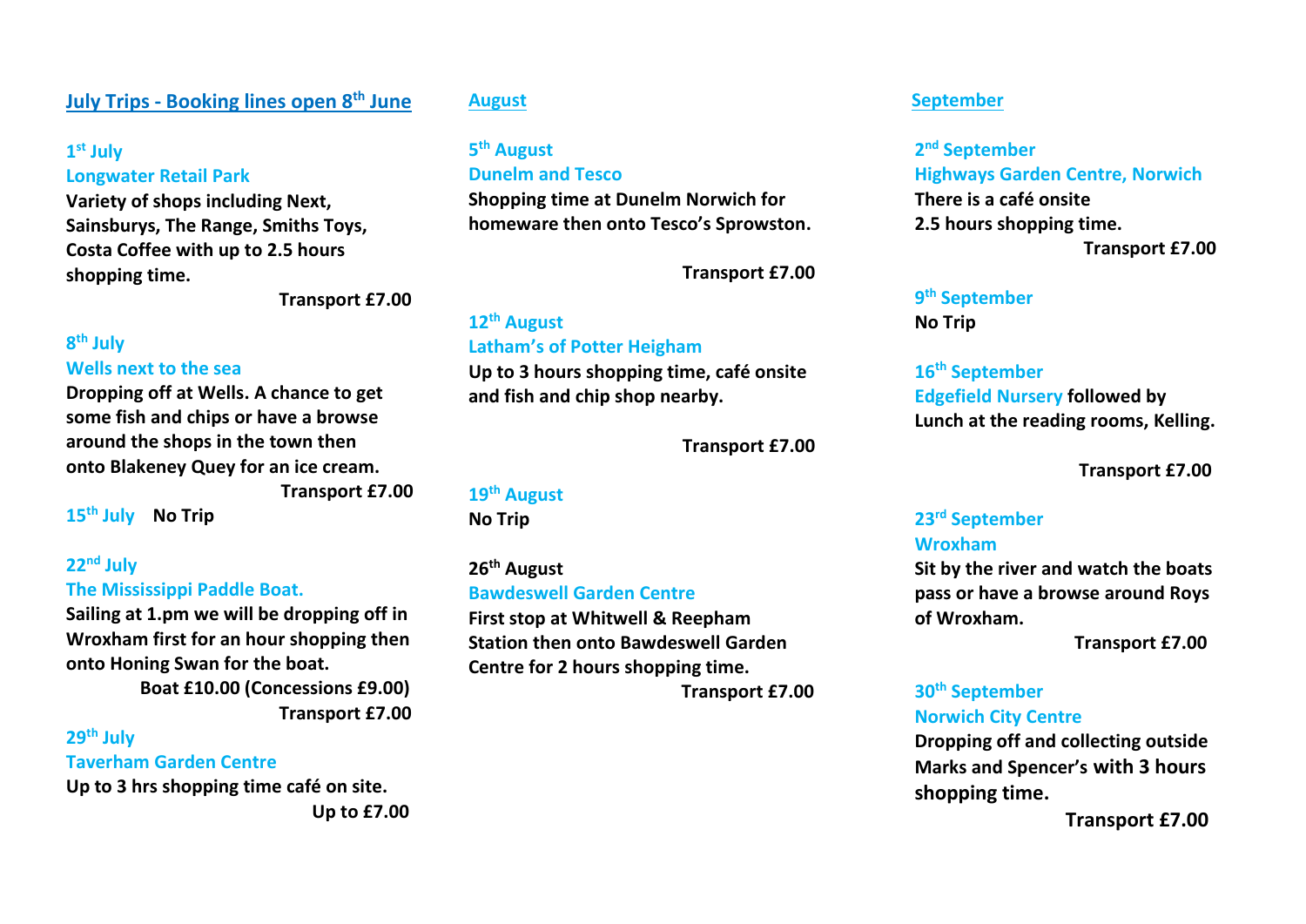## July Trips - Booking lines open 8th June

### 1st July

**Longwater Retail Park**

**Variety of shops including Next, Sainsburys, The Range, Smiths Toys, Costa Coffee with up to 2.5 hours shopping time.**

**Transport £7.00**

### 8th July

**Wells next to the sea**

**Dropping off at Wells. A chance to get some fish and chips or have a browse around the shops in the town then onto Blakeney Quey for an ice cream.**

**Transport £7.00**

### 15th July **No Trip**

### 22nd July

**The Mississippi Paddle Boat.**

**Sailing at 1.pm we will be dropping off in Wroxham first for an hour shopping then onto Honing Swan for the boat.**

**Boat £10.00 (Concessions £9.00)**

**Transport £7.00**

### 29th July

**Taverham Garden Centre**

**Up to 3 hrs shopping time café on site.**

**Up to £7.00**

## August

### 5th August

**Dunelm and Tesco**

**Shopping time at Dunelm Norwich for homeware then onto Tesco's Sprowston.**

**Transport £7.00**

### 12th August

**Latham's of Potter Heigham**

**Up to 3 hours shopping time, café onsite and fish and chip shop nearby.**

**Transport £7.00**

### 19th August

**No Trip**

### 26th August

**Bawdeswell Garden Centre**

**First stop at Whitwell & Reepham Station then onto Bawdeswell Garden Centre for 2 hours shopping time.**

**Transport £7.00**

## September

### 2nd September

**Highways Garden Centre, Norwich**

**There is a café onsite**

**2.5 hours shopping time.**

**Transport £7.00**

### 9th September

**No Trip**

### 16th September

**Edgefield Nursery followed by Lunch at the reading rooms, Kelling.**

**Transport £7.00**

### 23rd September

**Wroxham**

**Sit by the river and watch the boats pass or have a browse around Roys of Wroxham.**

**Transport £7.00**

### 30th September

**Norwich City Centre**

**Dropping off and collecting outside Marks and Spencer's with 3 hours shopping time.**

**Transport £7.00**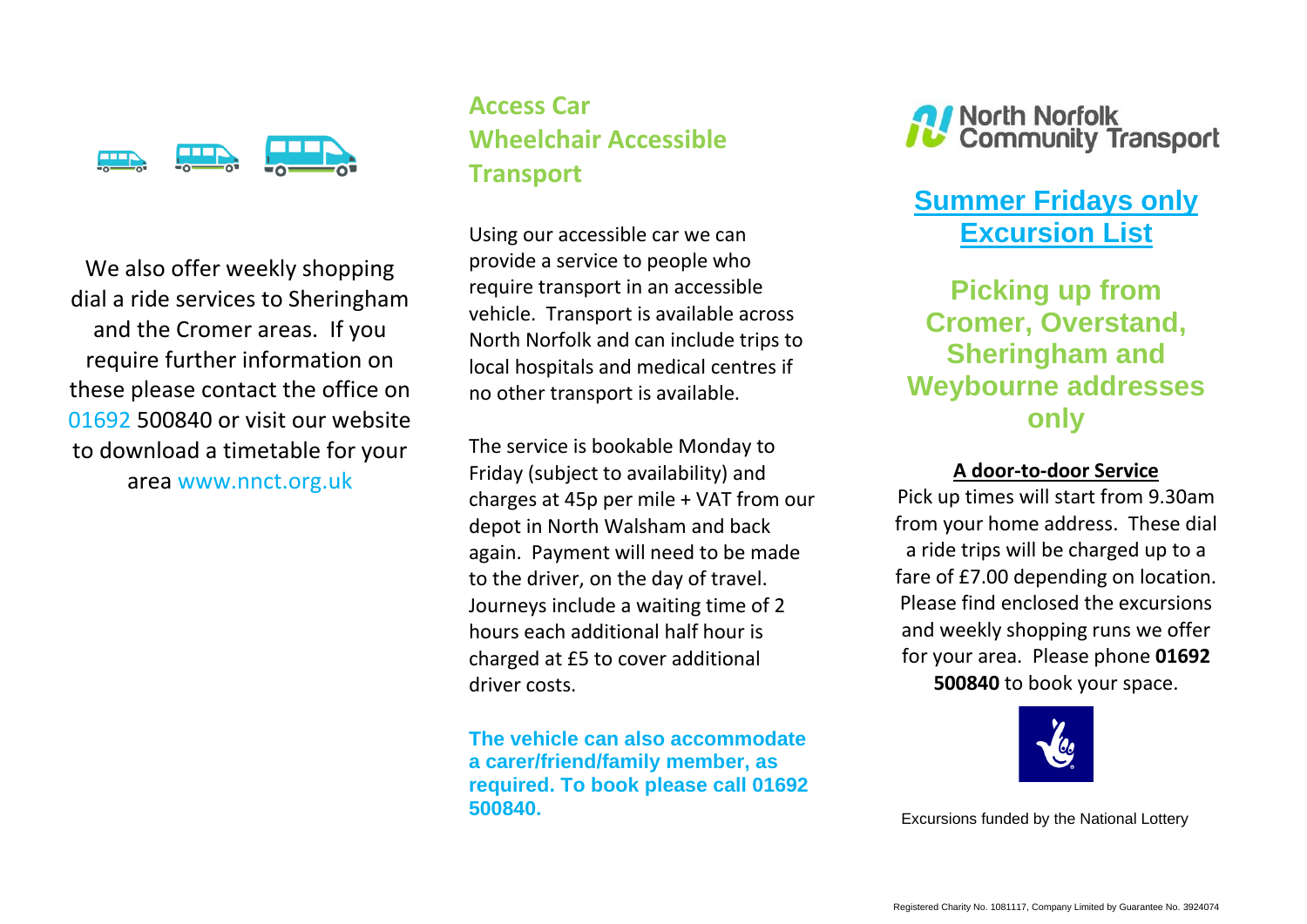We also offer weekly shopping dial a ride services to Sheringham and the Cromer areas. If you require further information on these please contact the office on 01692 500840 or visit our website to download a timetable for your area www.nnct.org.uk

## Access Car Wheelchair Accessible Transport

Using our accessible car we can provide a service to people who require transport in an accessible vehicle. Transport is available across North Norfolk and can include trips to local hospitals and medical centres if no other transport is available.

The service is bookable Monday to Friday (subject to availability) and charges at 45p per mile + VAT from our depot in North Walsham and back again. Payment will need to be made to the driver, on the day of travel. Journeys include a waiting time of 2 hours each additional half hour is charged at £5 to cover additional driver costs.

**The vehicle can also accommodate a carer/friend/family member, as required. To book please call 01692 500840.**

North Norfolk Community Transport

## Summer Fridays only Excursion List

## Picking up from Cromer, Overstand, Sheringham and Weybourne addresses only

**A door-to-door Service**

Pick up times will start from 9.30am from your home address. These dial a ride trips will be charged up to a fare of £7.00 depending on location. Please find enclosed the excursions and weekly shopping runs we offer for your area. Please phone **01692 500840** to book your space.

Excursions funded by the National Lottery

Registered Charity No. 1081117, Company Limited by Guarantee No. 3924074